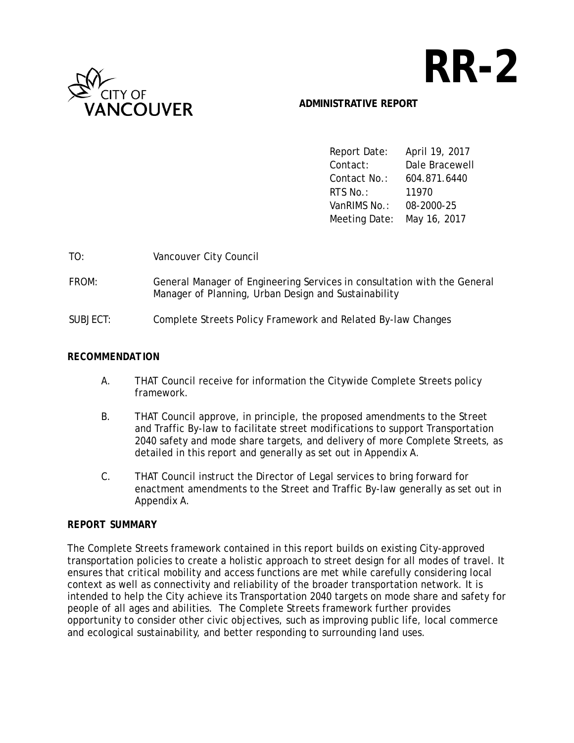**RR-2**

**ADMINISTRATIVE REPORT**

| | |
|---|---|
| Report Date: | April 19, 2017 |
| Contact: | Dale Bracewell |
| Contact No.: | 604.871.6440 |
| RTS No.: | 11970 |
| VanRIMS No.: | 08-2000-25 |
| Meeting Date: | May 16, 2017 |

TO: Vancouver City Council

FROM: General Manager of Engineering Services in consultation with the General Manager of Planning, Urban Design and Sustainability

SUBJECT: Complete Streets Policy Framework and Related By-law Changes

## RECOMMENDATION

A. THAT Council receive for information the Citywide Complete Streets policy framework.

B. THAT Council approve, in principle, the proposed amendments to the Street and Traffic By-law to facilitate street modifications to support Transportation 2040 safety and mode share targets, and delivery of more Complete Streets, as detailed in this report and generally as set out in Appendix A.

C. THAT Council instruct the Director of Legal services to bring forward for enactment amendments to the Street and Traffic By-law generally as set out in Appendix A.

## REPORT SUMMARY

The Complete Streets framework contained in this report builds on existing City-approved transportation policies to create a holistic approach to street design for all modes of travel. It ensures that critical mobility and access functions are met while carefully considering local context as well as connectivity and reliability of the broader transportation network. It is intended to help the City achieve its Transportation 2040 targets on mode share and safety for people of all ages and abilities. The Complete Streets framework further provides opportunity to consider other civic objectives, such as improving public life, local commerce and ecological sustainability, and better responding to surrounding land uses.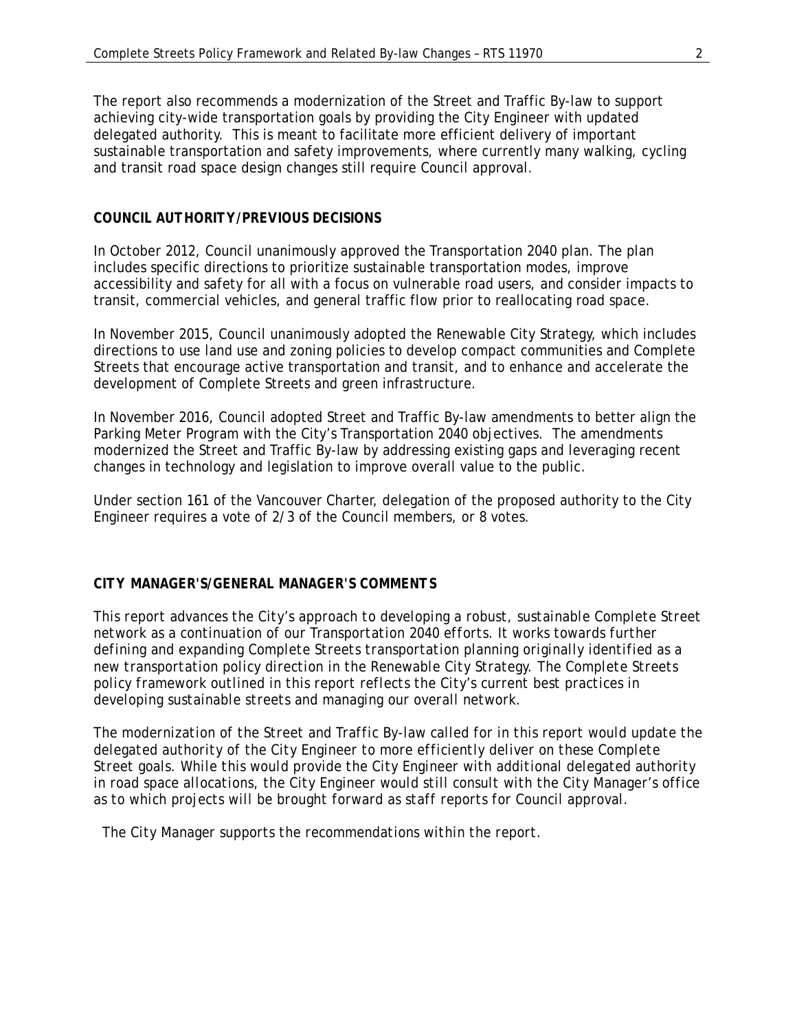The report also recommends a modernization of the Street and Traffic By-law to support achieving city-wide transportation goals by providing the City Engineer with updated delegated authority. This is meant to facilitate more efficient delivery of important sustainable transportation and safety improvements, where currently many walking, cycling and transit road space design changes still require Council approval.

## COUNCIL AUTHORITY/PREVIOUS DECISIONS

In October 2012, Council unanimously approved the Transportation 2040 plan. The plan includes specific directions to prioritize sustainable transportation modes, improve accessibility and safety for all with a focus on vulnerable road users, and consider impacts to transit, commercial vehicles, and general traffic flow prior to reallocating road space.

In November 2015, Council unanimously adopted the Renewable City Strategy, which includes directions to use land use and zoning policies to develop compact communities and Complete Streets that encourage active transportation and transit, and to enhance and accelerate the development of Complete Streets and green infrastructure.

In November 2016, Council adopted Street and Traffic By-law amendments to better align the Parking Meter Program with the City's Transportation 2040 objectives. The amendments modernized the Street and Traffic By-law by addressing existing gaps and leveraging recent changes in technology and legislation to improve overall value to the public.

Under section 161 of the Vancouver Charter, delegation of the proposed authority to the City Engineer requires a vote of 2/3 of the Council members, or 8 votes.

## CITY MANAGER'S/GENERAL MANAGER'S COMMENTS

*This report advances the City's approach to developing a robust, sustainable Complete Street network as a continuation of our Transportation 2040 efforts. It works towards further defining and expanding Complete Streets transportation planning originally identified as a new transportation policy direction in the Renewable City Strategy. The Complete Streets policy framework outlined in this report reflects the City's current best practices in developing sustainable streets and managing our overall network.*

*The modernization of the Street and Traffic By-law called for in this report would update the delegated authority of the City Engineer to more efficiently deliver on these Complete Street goals. While this would provide the City Engineer with additional delegated authority in road space allocations, the City Engineer would still consult with the City Manager's office as to which projects will be brought forward as staff reports for Council approval.*

*The City Manager supports the recommendations within the report.*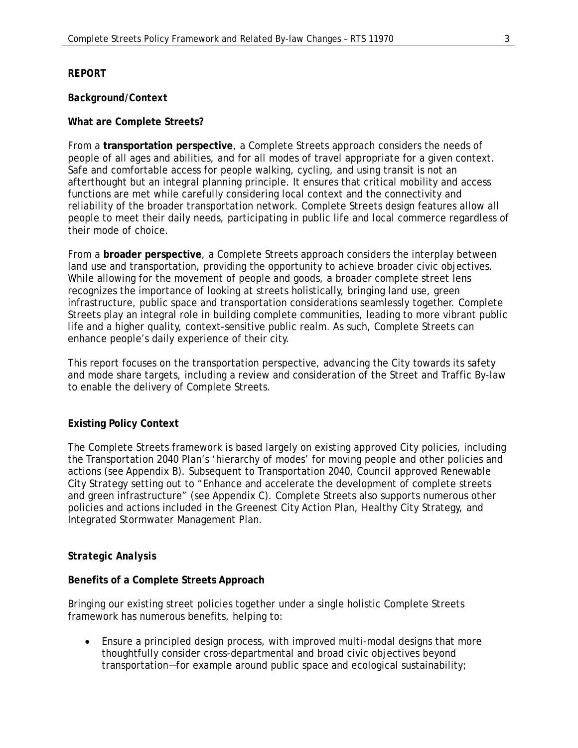## REPORT

### *Background/Context*

**What are Complete Streets?**

From a **transportation perspective**, a Complete Streets approach considers the needs of people of all ages and abilities, and for all modes of travel appropriate for a given context. Safe and comfortable access for people walking, cycling, and using transit is not an afterthought but an integral planning principle. It ensures that critical mobility and access functions are met while carefully considering local context and the connectivity and reliability of the broader transportation network. Complete Streets design features allow all people to meet their daily needs, participating in public life and local commerce regardless of their mode of choice.

From a **broader perspective**, a Complete Streets approach considers the interplay between land use and transportation, providing the opportunity to achieve broader civic objectives. While allowing for the movement of people and goods, a broader complete street lens recognizes the importance of looking at streets holistically, bringing land use, green infrastructure, public space and transportation considerations seamlessly together. Complete Streets play an integral role in building complete communities, leading to more vibrant public life and a higher quality, context-sensitive public realm. As such, Complete Streets can enhance people's daily experience of their city.

This report focuses on the transportation perspective, advancing the City towards its safety and mode share targets, including a review and consideration of the Street and Traffic By-law to enable the delivery of Complete Streets.

**Existing Policy Context**

The Complete Streets framework is based largely on existing approved City policies, including the Transportation 2040 Plan's 'hierarchy of modes' for moving people and other policies and actions (see Appendix B). Subsequent to Transportation 2040, Council approved Renewable City Strategy setting out to "Enhance and accelerate the development of complete streets and green infrastructure" (see Appendix C). Complete Streets also supports numerous other policies and actions included in the Greenest City Action Plan, Healthy City Strategy, and Integrated Stormwater Management Plan.

### *Strategic Analysis*

**Benefits of a Complete Streets Approach**

Bringing our existing street policies together under a single holistic Complete Streets framework has numerous benefits, helping to:

- Ensure a principled design process, with improved multi-modal designs that more thoughtfully consider cross-departmental and broad civic objectives beyond transportation—for example around public space and ecological sustainability;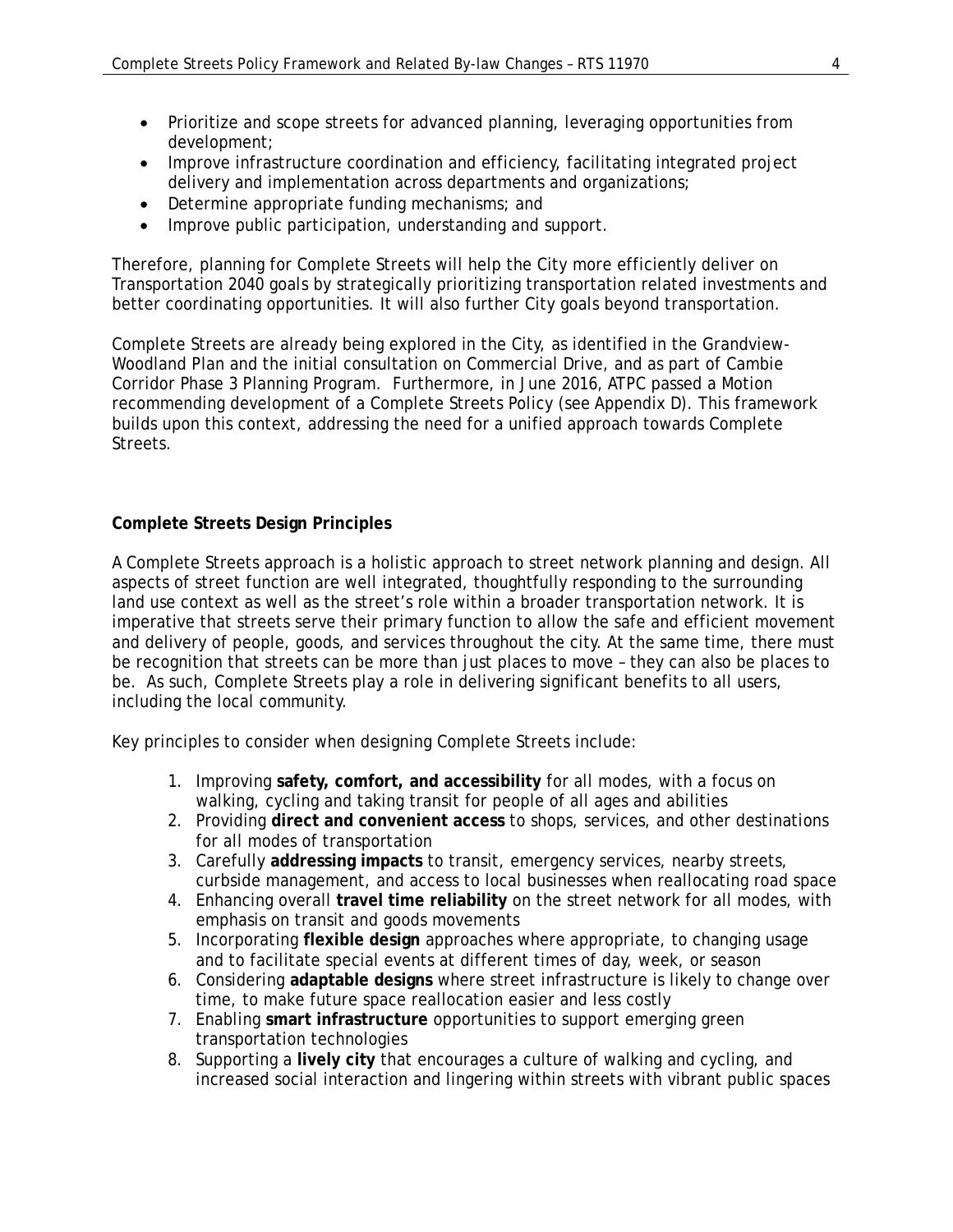- Prioritize and scope streets for advanced planning, leveraging opportunities from development;
- Improve infrastructure coordination and efficiency, facilitating integrated project delivery and implementation across departments and organizations;
- Determine appropriate funding mechanisms; and
- Improve public participation, understanding and support.

Therefore, planning for Complete Streets will help the City more efficiently deliver on Transportation 2040 goals by strategically prioritizing transportation related investments and better coordinating opportunities. It will also further City goals beyond transportation.

Complete Streets are already being explored in the City, as identified in the Grandview-Woodland Plan and the initial consultation on Commercial Drive, and as part of Cambie Corridor Phase 3 Planning Program. Furthermore, in June 2016, ATPC passed a Motion recommending development of a Complete Streets Policy (see Appendix D). This framework builds upon this context, addressing the need for a unified approach towards Complete Streets.

**Complete Streets Design Principles**

A Complete Streets approach is a holistic approach to street network planning and design. All aspects of street function are well integrated, thoughtfully responding to the surrounding land use context as well as the street's role within a broader transportation network. It is imperative that streets serve their primary function to allow the safe and efficient movement and delivery of people, goods, and services throughout the city. At the same time, there must be recognition that streets can be more than just places to move – they can also be places to be. As such, Complete Streets play a role in delivering significant benefits to all users, including the local community.

Key principles to consider when designing Complete Streets include:

1. Improving **safety, comfort, and accessibility** for all modes, with a focus on walking, cycling and taking transit for people of all ages and abilities
2. Providing **direct and convenient access** to shops, services, and other destinations for all modes of transportation
3. Carefully **addressing impacts** to transit, emergency services, nearby streets, curbside management, and access to local businesses when reallocating road space
4. Enhancing overall **travel time reliability** on the street network for all modes, with emphasis on transit and goods movements
5. Incorporating **flexible design** approaches where appropriate, to changing usage and to facilitate special events at different times of day, week, or season
6. Considering **adaptable designs** where street infrastructure is likely to change over time, to make future space reallocation easier and less costly
7. Enabling **smart infrastructure** opportunities to support emerging green transportation technologies
8. Supporting a **lively city** that encourages a culture of walking and cycling, and increased social interaction and lingering within streets with vibrant public spaces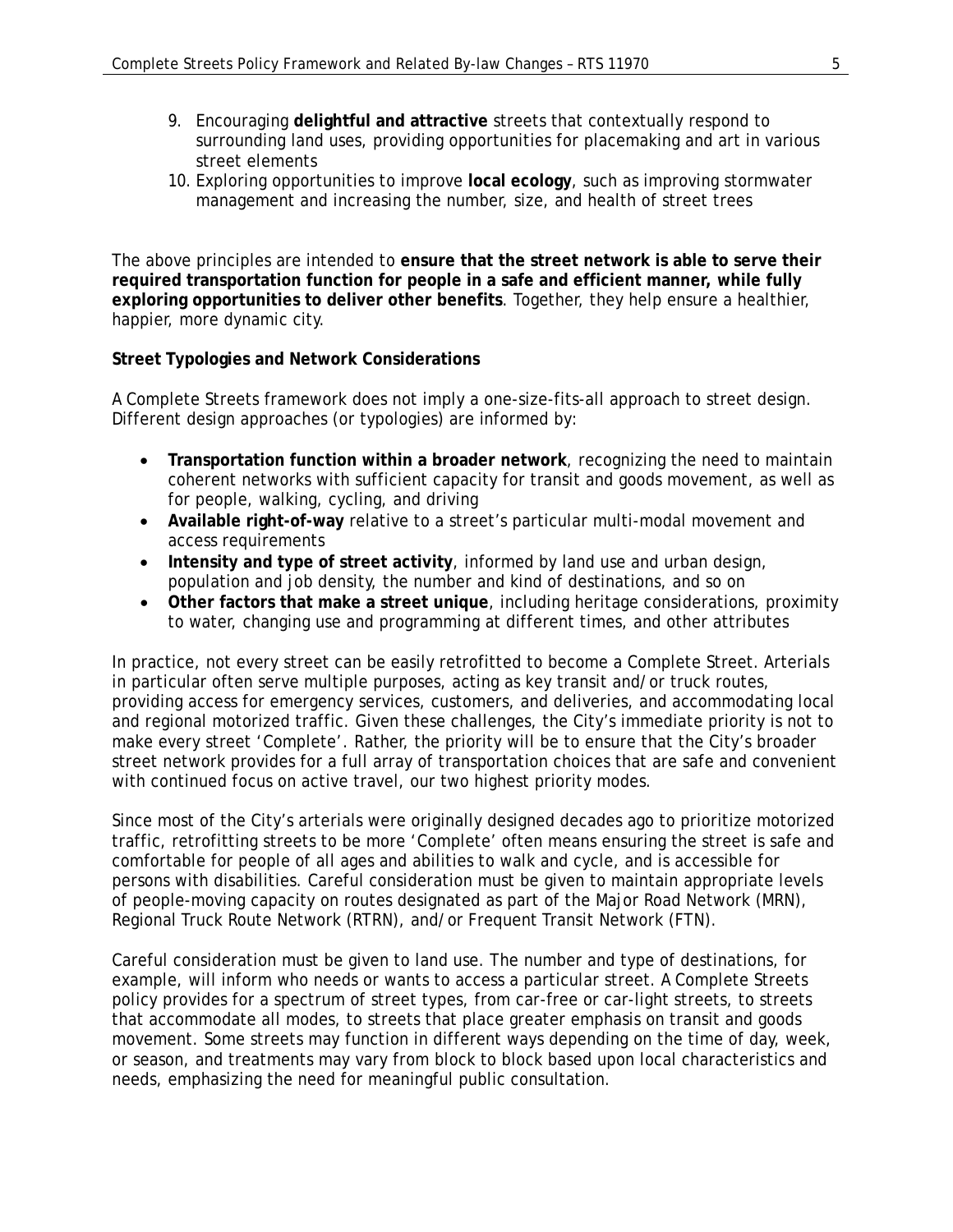9. Encouraging **delightful and attractive** streets that contextually respond to surrounding land uses, providing opportunities for placemaking and art in various street elements
10. Exploring opportunities to improve **local ecology**, such as improving stormwater management and increasing the number, size, and health of street trees

The above principles are intended to **ensure that the street network is able to serve their required transportation function for people in a safe and efficient manner, while fully exploring opportunities to deliver other benefits**. Together, they help ensure a healthier, happier, more dynamic city.

**Street Typologies and Network Considerations**

A Complete Streets framework does not imply a one-size-fits-all approach to street design. Different design approaches (or typologies) are informed by:

- **Transportation function within a broader network**, recognizing the need to maintain coherent networks with sufficient capacity for transit and goods movement, as well as for people, walking, cycling, and driving
- **Available right-of-way** relative to a street's particular multi-modal movement and access requirements
- **Intensity and type of street activity**, informed by land use and urban design, population and job density, the number and kind of destinations, and so on
- **Other factors that make a street unique**, including heritage considerations, proximity to water, changing use and programming at different times, and other attributes

In practice, not every street can be easily retrofitted to become a Complete Street. Arterials in particular often serve multiple purposes, acting as key transit and/or truck routes, providing access for emergency services, customers, and deliveries, and accommodating local and regional motorized traffic. Given these challenges, the City's immediate priority is not to make every street 'Complete'. Rather, the priority will be to ensure that the City's broader street network provides for a full array of transportation choices that are safe and convenient with continued focus on active travel, our two highest priority modes.

Since most of the City's arterials were originally designed decades ago to prioritize motorized traffic, retrofitting streets to be more 'Complete' often means ensuring the street is safe and comfortable for people of all ages and abilities to walk and cycle, and is accessible for persons with disabilities. Careful consideration must be given to maintain appropriate levels of people-moving capacity on routes designated as part of the Major Road Network (MRN), Regional Truck Route Network (RTRN), and/or Frequent Transit Network (FTN).

Careful consideration must be given to land use. The number and type of destinations, for example, will inform who needs or wants to access a particular street. A Complete Streets policy provides for a spectrum of street types, from car-free or car-light streets, to streets that accommodate all modes, to streets that place greater emphasis on transit and goods movement. Some streets may function in different ways depending on the time of day, week, or season, and treatments may vary from block to block based upon local characteristics and needs, emphasizing the need for meaningful public consultation.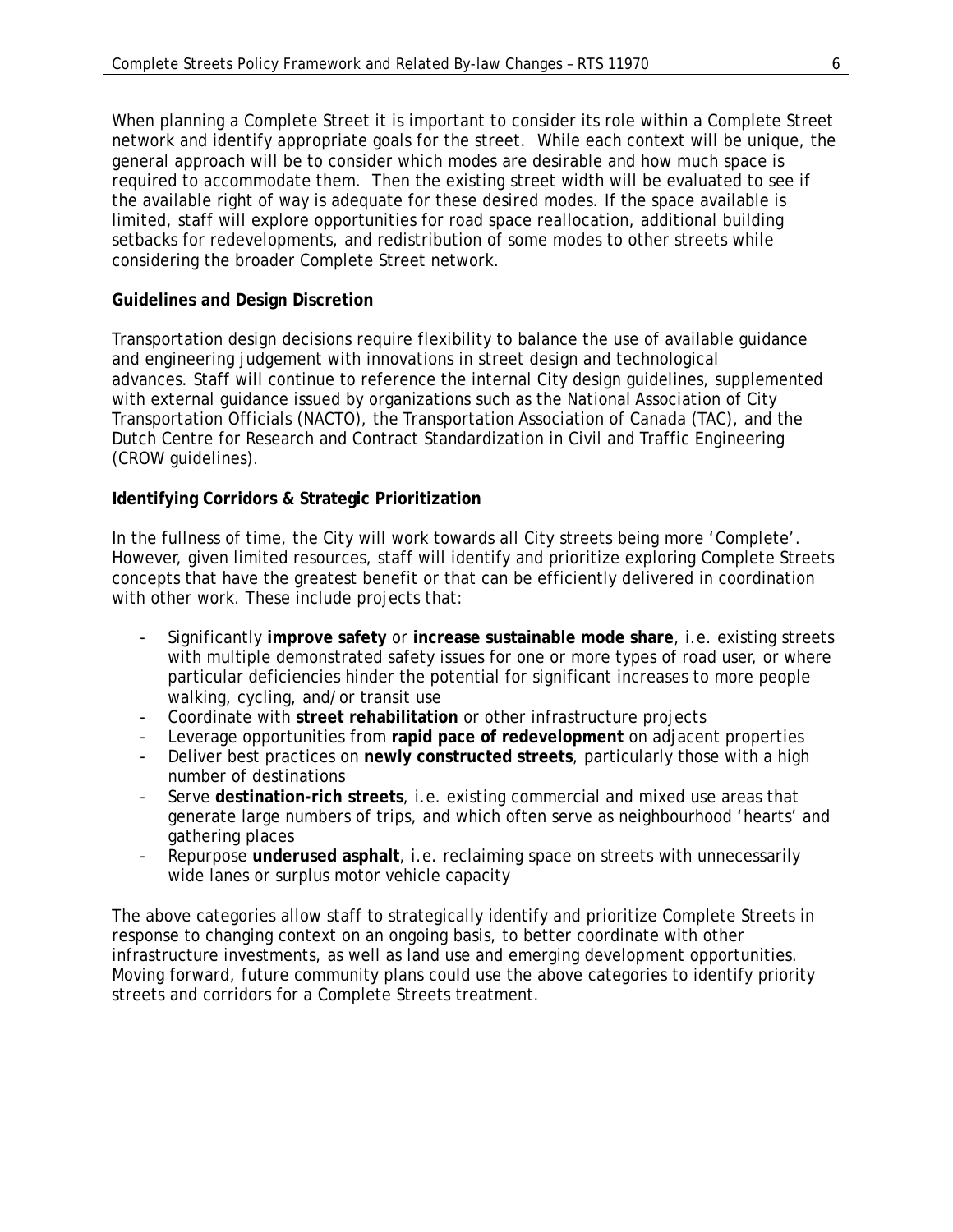When planning a Complete Street it is important to consider its role within a Complete Street network and identify appropriate goals for the street. While each context will be unique, the general approach will be to consider which modes are desirable and how much space is required to accommodate them. Then the existing street width will be evaluated to see if the available right of way is adequate for these desired modes. If the space available is limited, staff will explore opportunities for road space reallocation, additional building setbacks for redevelopments, and redistribution of some modes to other streets while considering the broader Complete Street network.

**Guidelines and Design Discretion**

Transportation design decisions require flexibility to balance the use of available guidance and engineering judgement with innovations in street design and technological advances. Staff will continue to reference the internal City design guidelines, supplemented with external guidance issued by organizations such as the National Association of City Transportation Officials (NACTO), the Transportation Association of Canada (TAC), and the Dutch Centre for Research and Contract Standardization in Civil and Traffic Engineering (CROW guidelines).

**Identifying Corridors & Strategic Prioritization**

In the fullness of time, the City will work towards all City streets being more 'Complete'. However, given limited resources, staff will identify and prioritize exploring Complete Streets concepts that have the greatest benefit or that can be efficiently delivered in coordination with other work. These include projects that:

- Significantly **improve safety** or **increase sustainable mode share**, i.e. existing streets with multiple demonstrated safety issues for one or more types of road user, or where particular deficiencies hinder the potential for significant increases to more people walking, cycling, and/or transit use
- Coordinate with **street rehabilitation** or other infrastructure projects
- Leverage opportunities from **rapid pace of redevelopment** on adjacent properties
- Deliver best practices on **newly constructed streets**, particularly those with a high number of destinations
- Serve **destination-rich streets**, i.e. existing commercial and mixed use areas that generate large numbers of trips, and which often serve as neighbourhood 'hearts' and gathering places
- Repurpose **underused asphalt**, i.e. reclaiming space on streets with unnecessarily wide lanes or surplus motor vehicle capacity

The above categories allow staff to strategically identify and prioritize Complete Streets in response to changing context on an ongoing basis, to better coordinate with other infrastructure investments, as well as land use and emerging development opportunities. Moving forward, future community plans could use the above categories to identify priority streets and corridors for a Complete Streets treatment.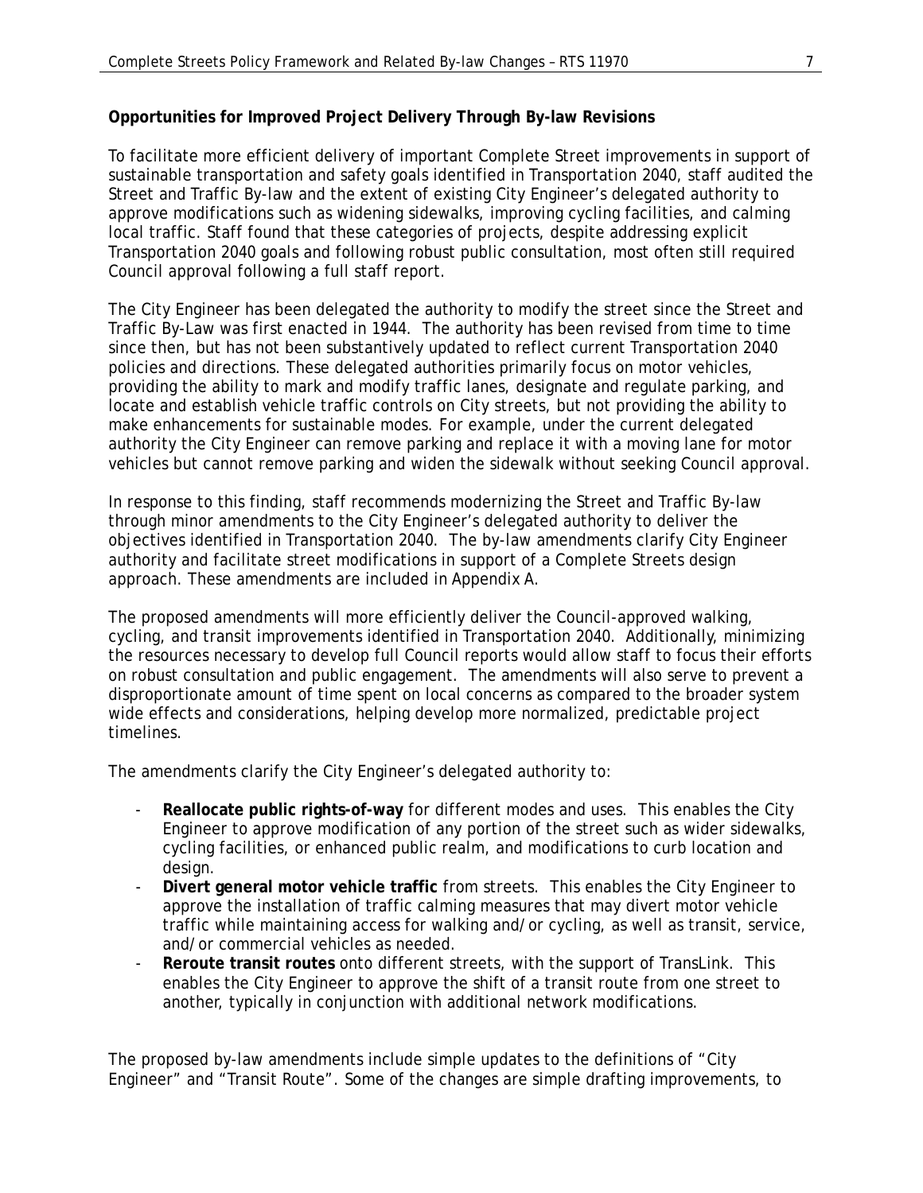**Opportunities for Improved Project Delivery Through By-law Revisions**

To facilitate more efficient delivery of important Complete Street improvements in support of sustainable transportation and safety goals identified in Transportation 2040, staff audited the Street and Traffic By-law and the extent of existing City Engineer's delegated authority to approve modifications such as widening sidewalks, improving cycling facilities, and calming local traffic. Staff found that these categories of projects, despite addressing explicit Transportation 2040 goals and following robust public consultation, most often still required Council approval following a full staff report.

The City Engineer has been delegated the authority to modify the street since the Street and Traffic By-Law was first enacted in 1944. The authority has been revised from time to time since then, but has not been substantively updated to reflect current Transportation 2040 policies and directions. These delegated authorities primarily focus on motor vehicles, providing the ability to mark and modify traffic lanes, designate and regulate parking, and locate and establish vehicle traffic controls on City streets, but not providing the ability to make enhancements for sustainable modes. For example, under the current delegated authority the City Engineer can remove parking and replace it with a moving lane for motor vehicles but cannot remove parking and widen the sidewalk without seeking Council approval.

In response to this finding, staff recommends modernizing the Street and Traffic By-law through minor amendments to the City Engineer's delegated authority to deliver the objectives identified in Transportation 2040. The by-law amendments clarify City Engineer authority and facilitate street modifications in support of a Complete Streets design approach. These amendments are included in Appendix A.

The proposed amendments will more efficiently deliver the Council-approved walking, cycling, and transit improvements identified in Transportation 2040. Additionally, minimizing the resources necessary to develop full Council reports would allow staff to focus their efforts on robust consultation and public engagement. The amendments will also serve to prevent a disproportionate amount of time spent on local concerns as compared to the broader system wide effects and considerations, helping develop more normalized, predictable project timelines.

The amendments clarify the City Engineer's delegated authority to:

- **Reallocate public rights-of-way** for different modes and uses. This enables the City Engineer to approve modification of any portion of the street such as wider sidewalks, cycling facilities, or enhanced public realm, and modifications to curb location and design.
- **Divert general motor vehicle traffic** from streets. This enables the City Engineer to approve the installation of traffic calming measures that may divert motor vehicle traffic while maintaining access for walking and/or cycling, as well as transit, service, and/or commercial vehicles as needed.
- **Reroute transit routes** onto different streets, with the support of TransLink. This enables the City Engineer to approve the shift of a transit route from one street to another, typically in conjunction with additional network modifications.

The proposed by-law amendments include simple updates to the definitions of "City Engineer" and "Transit Route". Some of the changes are simple drafting improvements, to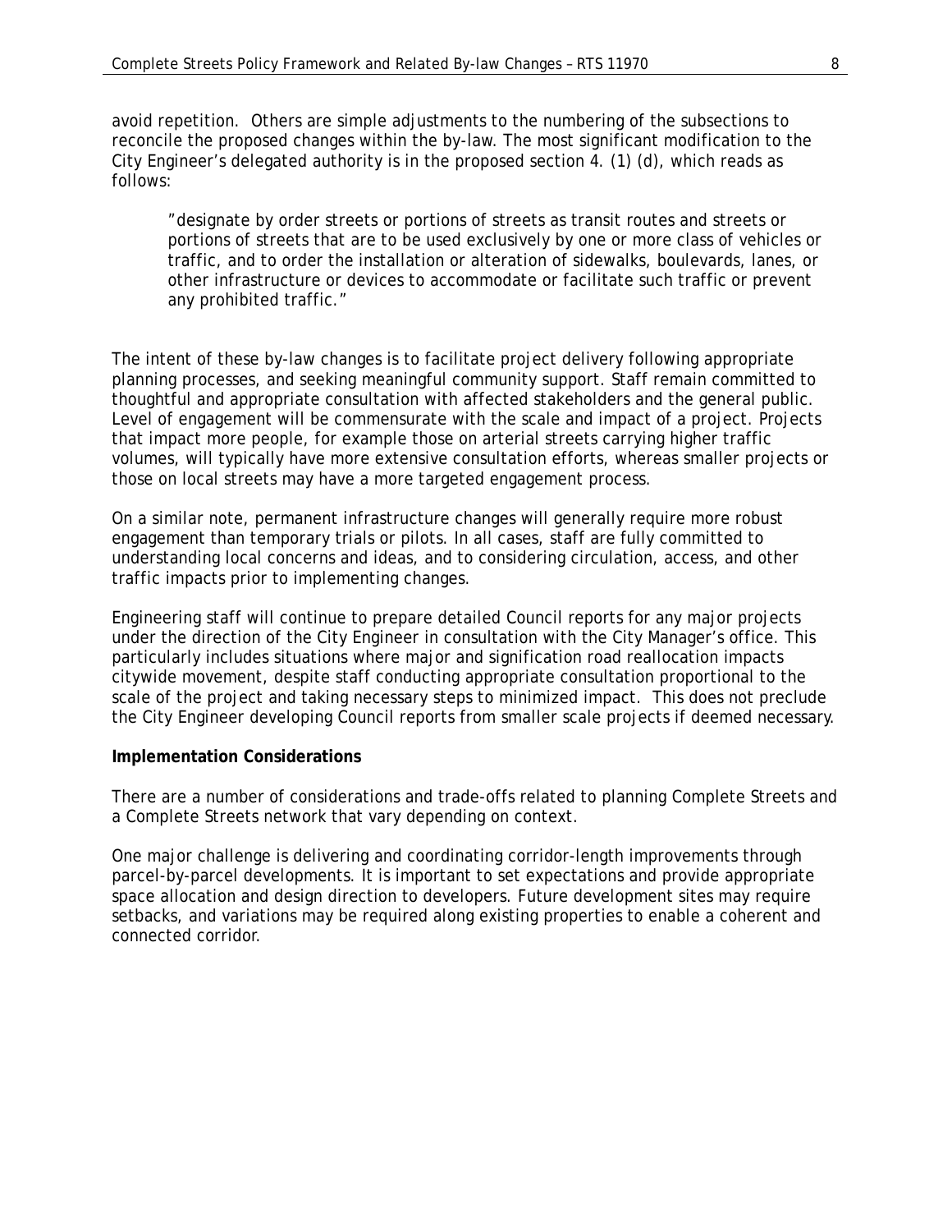avoid repetition. Others are simple adjustments to the numbering of the subsections to reconcile the proposed changes within the by-law. The most significant modification to the City Engineer's delegated authority is in the proposed section 4. (1) (d), which reads as follows:

> "designate by order streets or portions of streets as transit routes and streets or portions of streets that are to be used exclusively by one or more class of vehicles or traffic, and to order the installation or alteration of sidewalks, boulevards, lanes, or other infrastructure or devices to accommodate or facilitate such traffic or prevent any prohibited traffic."

The intent of these by-law changes is to facilitate project delivery following appropriate planning processes, and seeking meaningful community support. Staff remain committed to thoughtful and appropriate consultation with affected stakeholders and the general public. Level of engagement will be commensurate with the scale and impact of a project. Projects that impact more people, for example those on arterial streets carrying higher traffic volumes, will typically have more extensive consultation efforts, whereas smaller projects or those on local streets may have a more targeted engagement process.

On a similar note, permanent infrastructure changes will generally require more robust engagement than temporary trials or pilots. In all cases, staff are fully committed to understanding local concerns and ideas, and to considering circulation, access, and other traffic impacts prior to implementing changes.

Engineering staff will continue to prepare detailed Council reports for any major projects under the direction of the City Engineer in consultation with the City Manager's office. This particularly includes situations where major and signification road reallocation impacts citywide movement, despite staff conducting appropriate consultation proportional to the scale of the project and taking necessary steps to minimized impact. This does not preclude the City Engineer developing Council reports from smaller scale projects if deemed necessary.

**Implementation Considerations**

There are a number of considerations and trade-offs related to planning Complete Streets and a Complete Streets network that vary depending on context.

One major challenge is delivering and coordinating corridor-length improvements through parcel-by-parcel developments. It is important to set expectations and provide appropriate space allocation and design direction to developers. Future development sites may require setbacks, and variations may be required along existing properties to enable a coherent and connected corridor.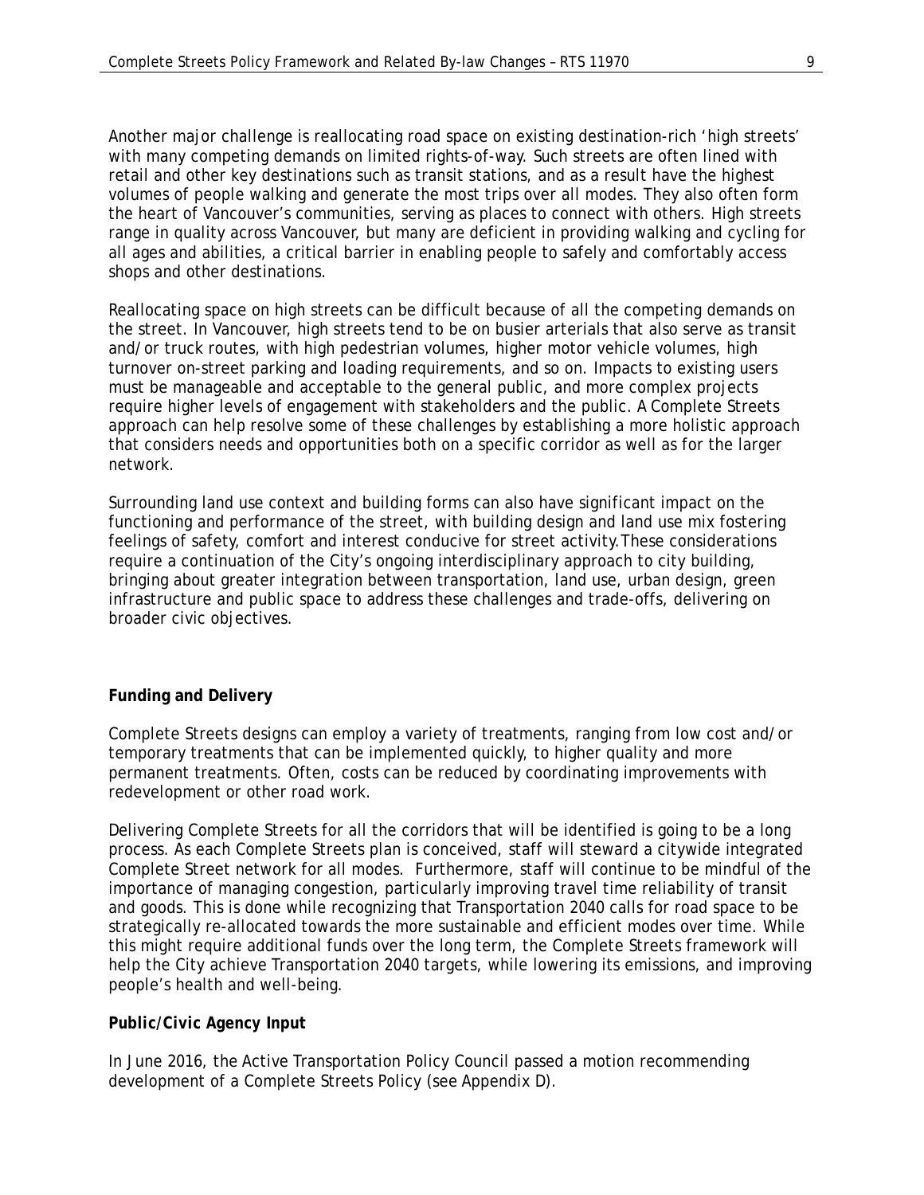Another major challenge is reallocating road space on existing destination-rich 'high streets' with many competing demands on limited rights-of-way. Such streets are often lined with retail and other key destinations such as transit stations, and as a result have the highest volumes of people walking and generate the most trips over all modes. They also often form the heart of Vancouver's communities, serving as places to connect with others. High streets range in quality across Vancouver, but many are deficient in providing walking and cycling for all ages and abilities, a critical barrier in enabling people to safely and comfortably access shops and other destinations.

Reallocating space on high streets can be difficult because of all the competing demands on the street. In Vancouver, high streets tend to be on busier arterials that also serve as transit and/or truck routes, with high pedestrian volumes, higher motor vehicle volumes, high turnover on-street parking and loading requirements, and so on. Impacts to existing users must be manageable and acceptable to the general public, and more complex projects require higher levels of engagement with stakeholders and the public. A Complete Streets approach can help resolve some of these challenges by establishing a more holistic approach that considers needs and opportunities both on a specific corridor as well as for the larger network.

Surrounding land use context and building forms can also have significant impact on the functioning and performance of the street, with building design and land use mix fostering feelings of safety, comfort and interest conducive for street activity. These considerations require a continuation of the City's ongoing interdisciplinary approach to city building, bringing about greater integration between transportation, land use, urban design, green infrastructure and public space to address these challenges and trade-offs, delivering on broader civic objectives.

**Funding and Delivery**

Complete Streets designs can employ a variety of treatments, ranging from low cost and/or temporary treatments that can be implemented quickly, to higher quality and more permanent treatments. Often, costs can be reduced by coordinating improvements with redevelopment or other road work.

Delivering Complete Streets for all the corridors that will be identified is going to be a long process. As each Complete Streets plan is conceived, staff will steward a citywide integrated Complete Street network for all modes. Furthermore, staff will continue to be mindful of the importance of managing congestion, particularly improving travel time reliability of transit and goods. This is done while recognizing that Transportation 2040 calls for road space to be strategically re-allocated towards the more sustainable and efficient modes over time. While this might require additional funds over the long term, the Complete Streets framework will help the City achieve Transportation 2040 targets, while lowering its emissions, and improving people's health and well-being.

**Public/Civic Agency Input**

In June 2016, the Active Transportation Policy Council passed a motion recommending development of a Complete Streets Policy (see Appendix D).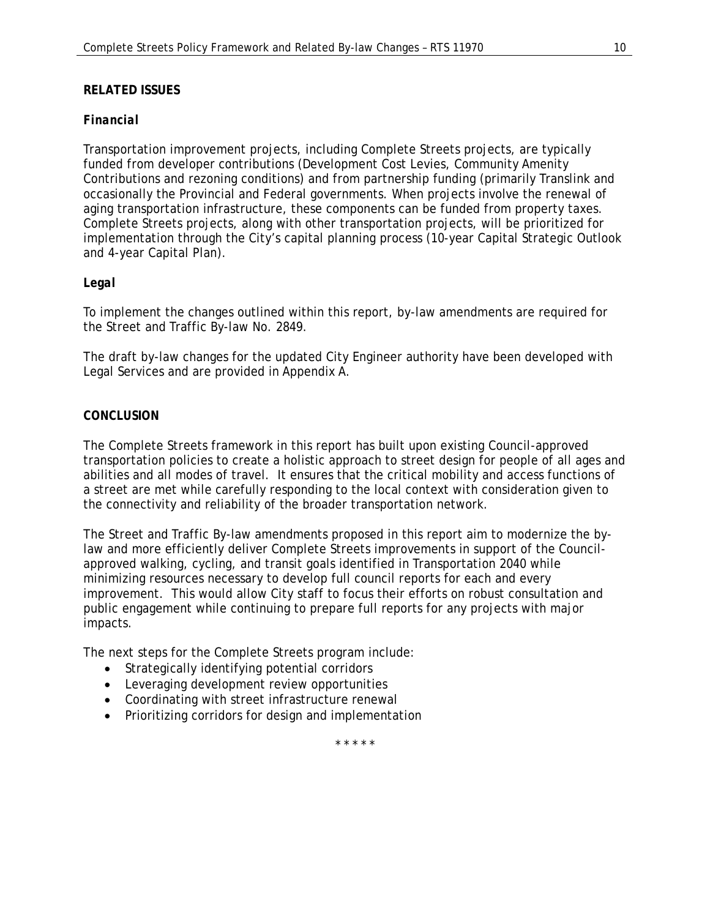**RELATED ISSUES**

***Financial***

Transportation improvement projects, including Complete Streets projects, are typically funded from developer contributions (Development Cost Levies, Community Amenity Contributions and rezoning conditions) and from partnership funding (primarily Translink and occasionally the Provincial and Federal governments. When projects involve the renewal of aging transportation infrastructure, these components can be funded from property taxes. Complete Streets projects, along with other transportation projects, will be prioritized for implementation through the City's capital planning process (10-year Capital Strategic Outlook and 4-year Capital Plan).

***Legal***

To implement the changes outlined within this report, by-law amendments are required for the Street and Traffic By-law No. 2849.

The draft by-law changes for the updated City Engineer authority have been developed with Legal Services and are provided in Appendix A.

**CONCLUSION**

The Complete Streets framework in this report has built upon existing Council-approved transportation policies to create a holistic approach to street design for people of all ages and abilities and all modes of travel. It ensures that the critical mobility and access functions of a street are met while carefully responding to the local context with consideration given to the connectivity and reliability of the broader transportation network.

The Street and Traffic By-law amendments proposed in this report aim to modernize the by-law and more efficiently deliver Complete Streets improvements in support of the Council-approved walking, cycling, and transit goals identified in Transportation 2040 while minimizing resources necessary to develop full council reports for each and every improvement. This would allow City staff to focus their efforts on robust consultation and public engagement while continuing to prepare full reports for any projects with major impacts.

The next steps for the Complete Streets program include:

- Strategically identifying potential corridors
- Leveraging development review opportunities
- Coordinating with street infrastructure renewal
- Prioritizing corridors for design and implementation

\* \* \* \* \*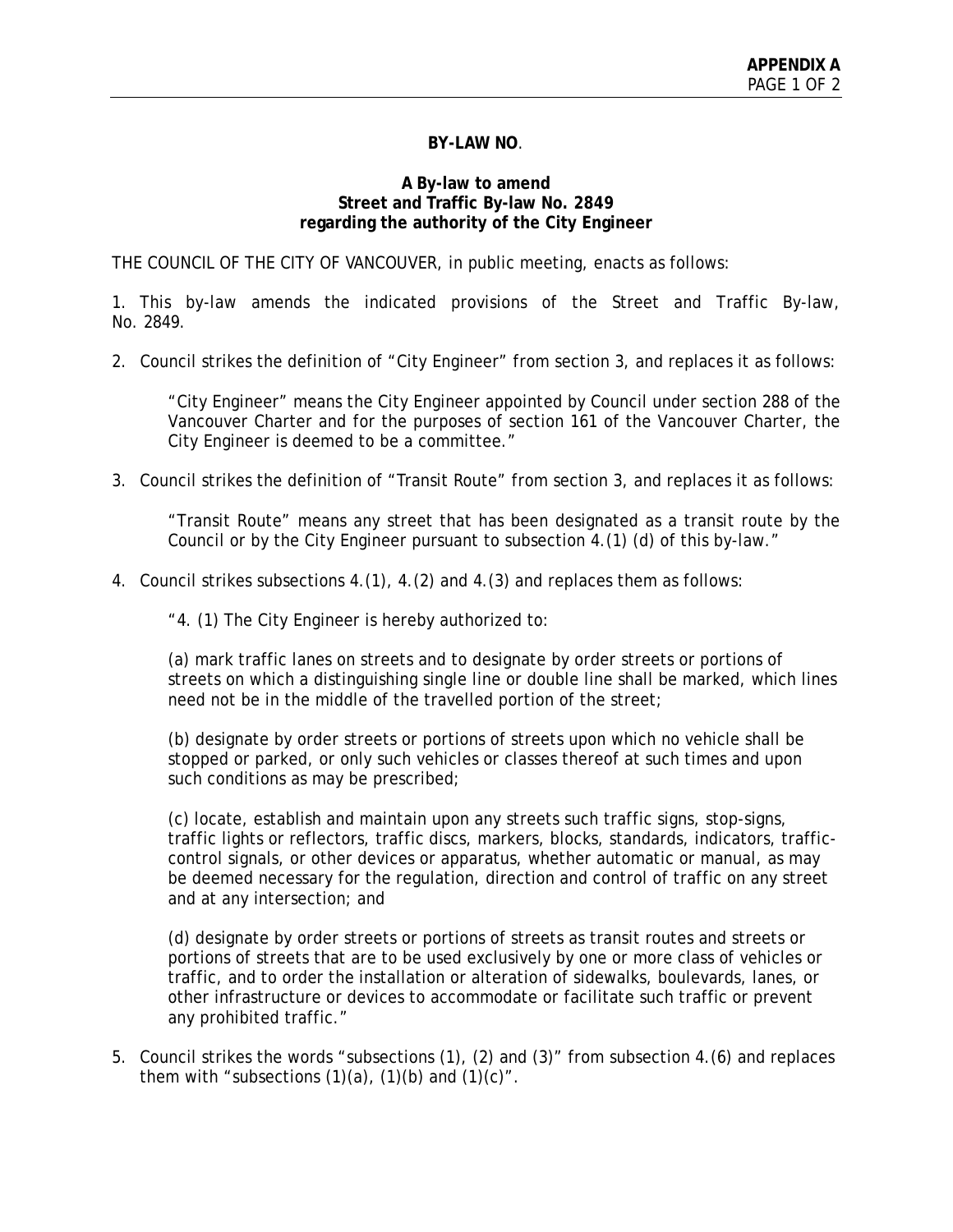**APPENDIX A**

**BY-LAW NO**.

**A By-law to amend**
**Street and Traffic By-law No. 2849**
**regarding the authority of the City Engineer**

THE COUNCIL OF THE CITY OF VANCOUVER, in public meeting, enacts as follows:

1. This by-law amends the indicated provisions of the Street and Traffic By-law, No. 2849.

2. Council strikes the definition of "City Engineer" from section 3, and replaces it as follows:

   "City Engineer" means the City Engineer appointed by Council under section 288 of the Vancouver Charter and for the purposes of section 161 of the Vancouver Charter, the City Engineer is deemed to be a committee."

3. Council strikes the definition of "Transit Route" from section 3, and replaces it as follows:

   "Transit Route" means any street that has been designated as a transit route by the Council or by the City Engineer pursuant to subsection 4.(1) (d) of this by-law."

4. Council strikes subsections 4.(1), 4.(2) and 4.(3) and replaces them as follows:

   "4. (1) The City Engineer is hereby authorized to:

   (a) mark traffic lanes on streets and to designate by order streets or portions of streets on which a distinguishing single line or double line shall be marked, which lines need not be in the middle of the travelled portion of the street;

   (b) designate by order streets or portions of streets upon which no vehicle shall be stopped or parked, or only such vehicles or classes thereof at such times and upon such conditions as may be prescribed;

   (c) locate, establish and maintain upon any streets such traffic signs, stop-signs, traffic lights or reflectors, traffic discs, markers, blocks, standards, indicators, traffic-control signals, or other devices or apparatus, whether automatic or manual, as may be deemed necessary for the regulation, direction and control of traffic on any street and at any intersection; and

   (d) designate by order streets or portions of streets as transit routes and streets or portions of streets that are to be used exclusively by one or more class of vehicles or traffic, and to order the installation or alteration of sidewalks, boulevards, lanes, or other infrastructure or devices to accommodate or facilitate such traffic or prevent any prohibited traffic."

5. Council strikes the words "subsections (1), (2) and (3)" from subsection 4.(6) and replaces them with "subsections (1)(a), (1)(b) and (1)(c)".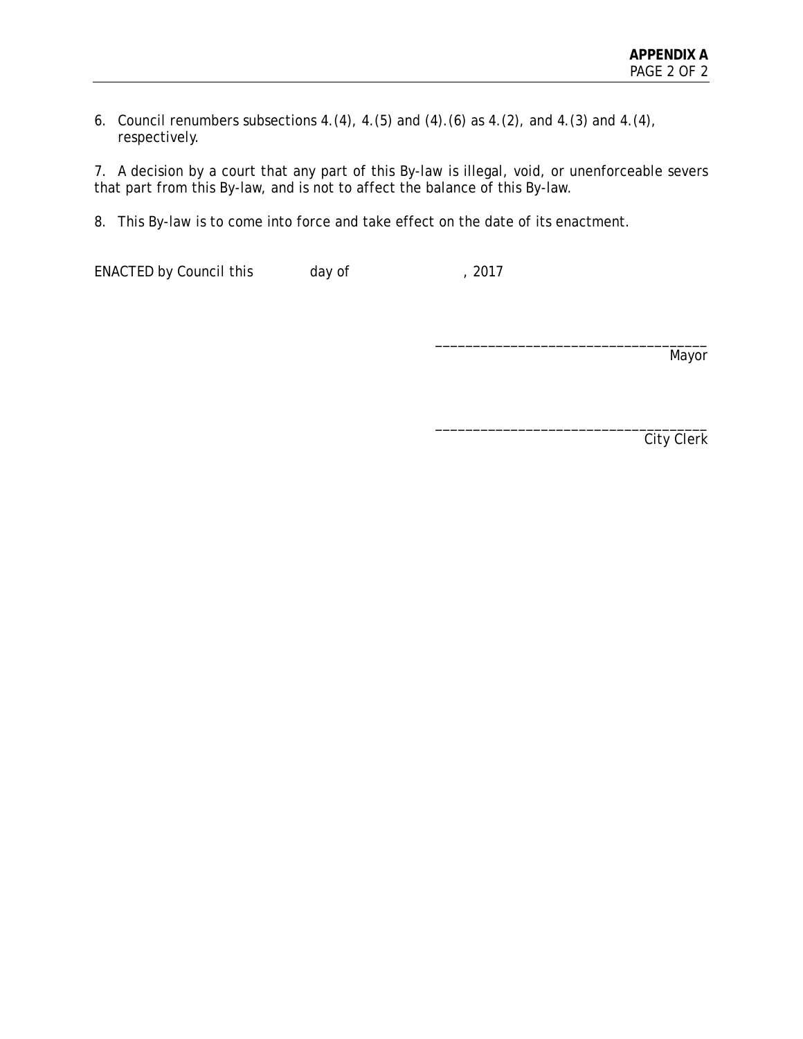6. Council renumbers subsections 4.(4), 4.(5) and (4).(6) as 4.(2), and 4.(3) and 4.(4), respectively.

7. A decision by a court that any part of this By-law is illegal, void, or unenforceable severs that part from this By-law, and is not to affect the balance of this By-law.

8. This By-law is to come into force and take effect on the date of its enactment.

ENACTED by Council this day of , 2017

\_\_\_\_\_\_\_\_\_\_\_\_\_\_\_\_\_\_\_\_\_\_\_\_\_\_\_\_\_\_\_\_\_\_\_\_

Mayor

\_\_\_\_\_\_\_\_\_\_\_\_\_\_\_\_\_\_\_\_\_\_\_\_\_\_\_\_\_\_\_\_\_\_\_\_

City Clerk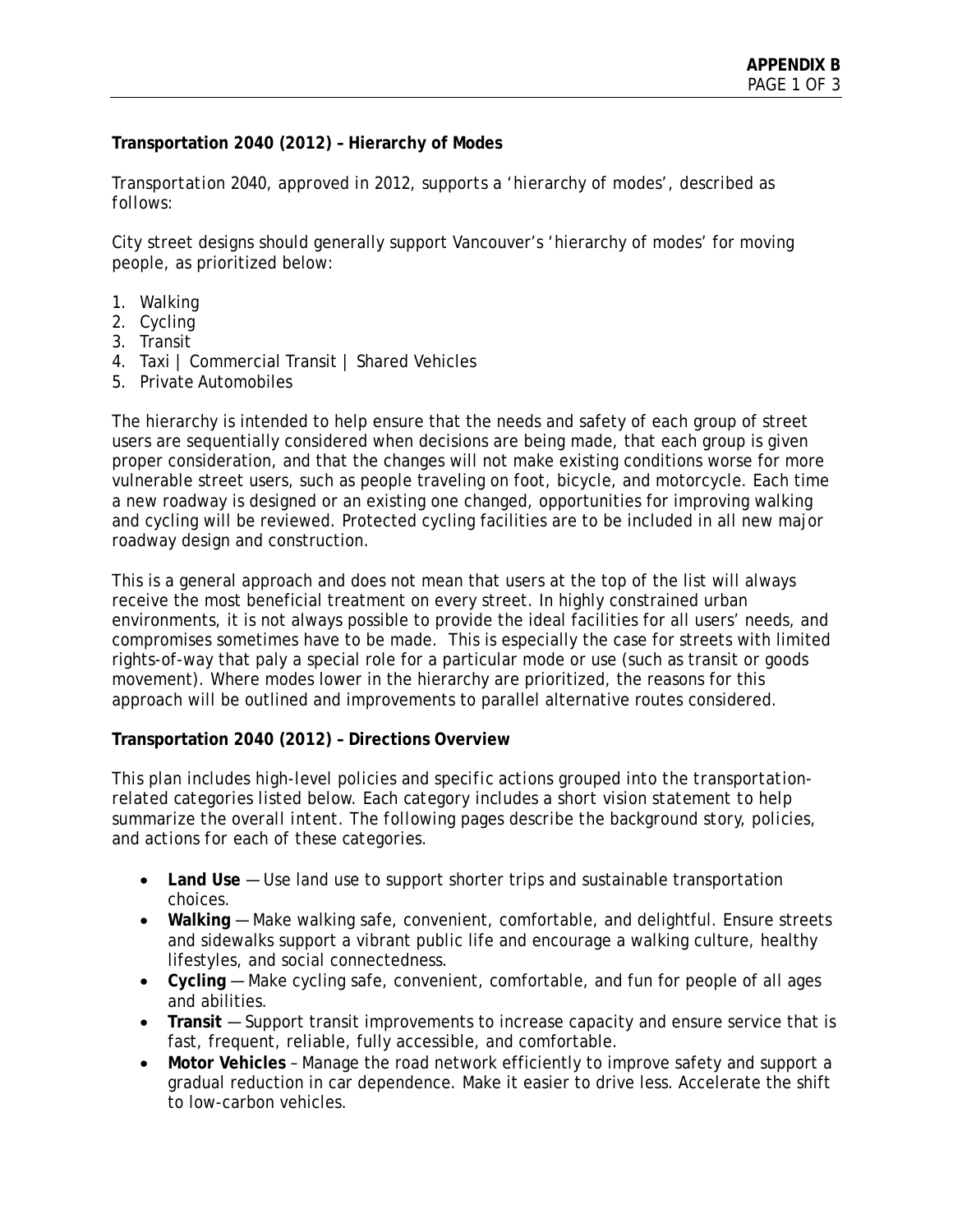**Transportation 2040 (2012) – Hierarchy of Modes**

*Transportation 2040, approved in 2012, supports a 'hierarchy of modes', described as follows:*

City street designs should generally support Vancouver's 'hierarchy of modes' for moving people, as prioritized below:

1. Walking
2. Cycling
3. Transit
4. Taxi | Commercial Transit | Shared Vehicles
5. Private Automobiles

The hierarchy is intended to help ensure that the needs and safety of each group of street users are sequentially considered when decisions are being made, that each group is given proper consideration, and that the changes will not make existing conditions worse for more vulnerable street users, such as people traveling on foot, bicycle, and motorcycle. Each time a new roadway is designed or an existing one changed, opportunities for improving walking and cycling will be reviewed. Protected cycling facilities are to be included in all new major roadway design and construction.

This is a general approach and does not mean that users at the top of the list will always receive the most beneficial treatment on every street. In highly constrained urban environments, it is not always possible to provide the ideal facilities for all users' needs, and compromises sometimes have to be made. This is especially the case for streets with limited rights-of-way that paly a special role for a particular mode or use (such as transit or goods movement). Where modes lower in the hierarchy are prioritized, the reasons for this approach will be outlined and improvements to parallel alternative routes considered.

**Transportation 2040 (2012) – Directions Overview**

*This plan includes high-level policies and specific actions grouped into the transportation-related categories listed below. Each category includes a short vision statement to help summarize the overall intent. The following pages describe the background story, policies, and actions for each of these categories.*

- **Land Use** — Use land use to support shorter trips and sustainable transportation choices.
- **Walking** — Make walking safe, convenient, comfortable, and delightful. Ensure streets and sidewalks support a vibrant public life and encourage a walking culture, healthy lifestyles, and social connectedness.
- **Cycling** — Make cycling safe, convenient, comfortable, and fun for people of all ages and abilities.
- **Transit** — Support transit improvements to increase capacity and ensure service that is fast, frequent, reliable, fully accessible, and comfortable.
- **Motor Vehicles** – Manage the road network efficiently to improve safety and support a gradual reduction in car dependence. Make it easier to drive less. Accelerate the shift to low-carbon vehicles.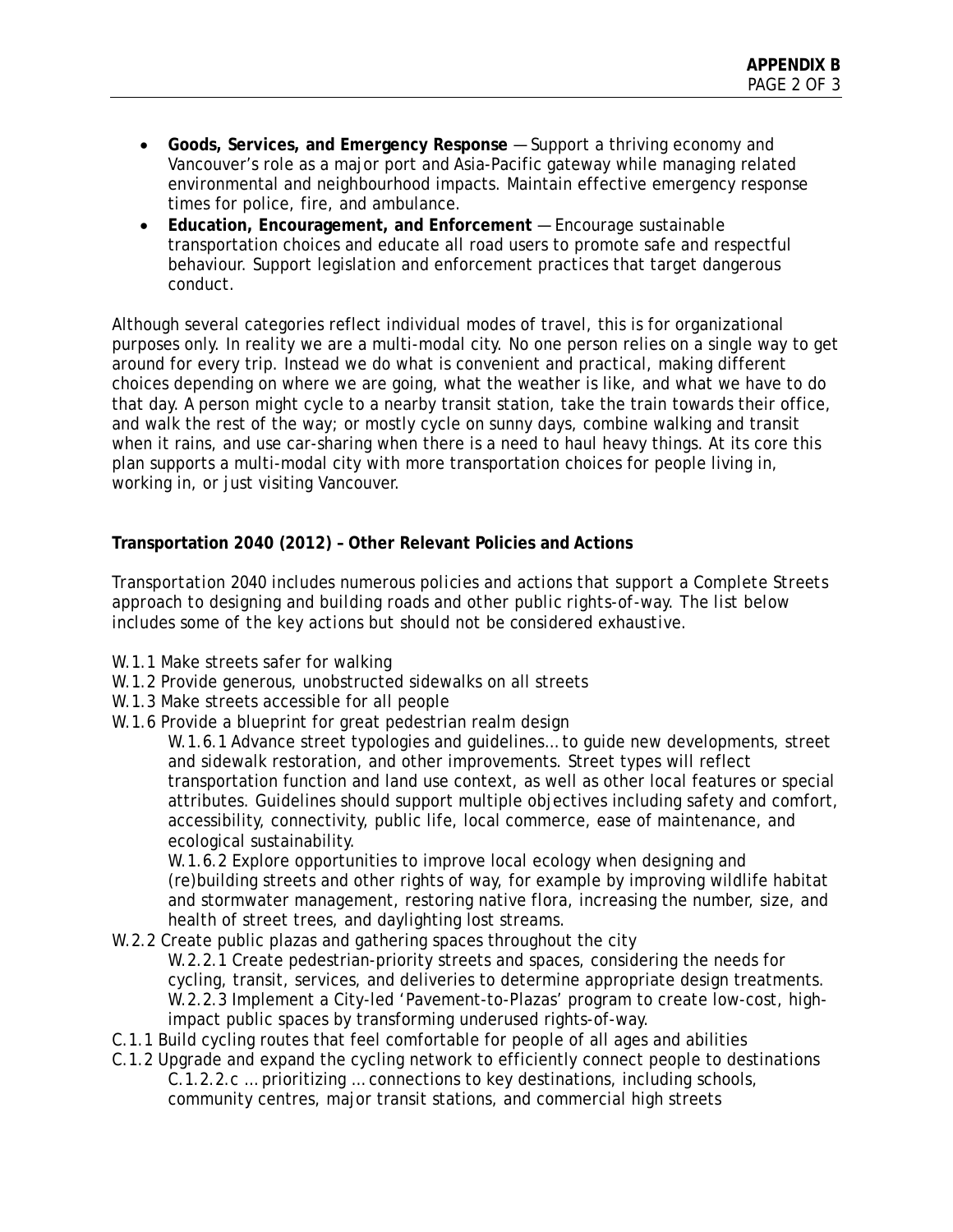- **Goods, Services, and Emergency Response** — Support a thriving economy and Vancouver's role as a major port and Asia-Pacific gateway while managing related environmental and neighbourhood impacts. Maintain effective emergency response times for police, fire, and ambulance.
- **Education, Encouragement, and Enforcement** — Encourage sustainable transportation choices and educate all road users to promote safe and respectful behaviour. Support legislation and enforcement practices that target dangerous conduct.

Although several categories reflect individual modes of travel, this is for organizational purposes only. In reality we are a multi-modal city. No one person relies on a single way to get around for every trip. Instead we do what is convenient and practical, making different choices depending on where we are going, what the weather is like, and what we have to do that day. A person might cycle to a nearby transit station, take the train towards their office, and walk the rest of the way; or mostly cycle on sunny days, combine walking and transit when it rains, and use car-sharing when there is a need to haul heavy things. At its core this plan supports a multi-modal city with more transportation choices for people living in, working in, or just visiting Vancouver.

**Transportation 2040 (2012) – Other Relevant Policies and Actions**

*Transportation 2040 includes numerous policies and actions that support a Complete Streets approach to designing and building roads and other public rights-of-way. The list below includes some of the key actions but should not be considered exhaustive.*

W.1.1 Make streets safer for walking
W.1.2 Provide generous, unobstructed sidewalks on all streets
W.1.3 Make streets accessible for all people
W.1.6 Provide a blueprint for great pedestrian realm design

> W.1.6.1 Advance street typologies and guidelines… to guide new developments, street and sidewalk restoration, and other improvements. Street types will reflect transportation function and land use context, as well as other local features or special attributes. Guidelines should support multiple objectives including safety and comfort, accessibility, connectivity, public life, local commerce, ease of maintenance, and ecological sustainability.
>
> W.1.6.2 Explore opportunities to improve local ecology when designing and (re)building streets and other rights of way, for example by improving wildlife habitat and stormwater management, restoring native flora, increasing the number, size, and health of street trees, and daylighting lost streams.

W.2.2 Create public plazas and gathering spaces throughout the city

> W.2.2.1 Create pedestrian-priority streets and spaces, considering the needs for cycling, transit, services, and deliveries to determine appropriate design treatments.
>
> W.2.2.3 Implement a City-led 'Pavement-to-Plazas' program to create low-cost, high-impact public spaces by transforming underused rights-of-way.

C.1.1 Build cycling routes that feel comfortable for people of all ages and abilities
C.1.2 Upgrade and expand the cycling network to efficiently connect people to destinations

> C.1.2.2.c … prioritizing … connections to key destinations, including schools, community centres, major transit stations, and commercial high streets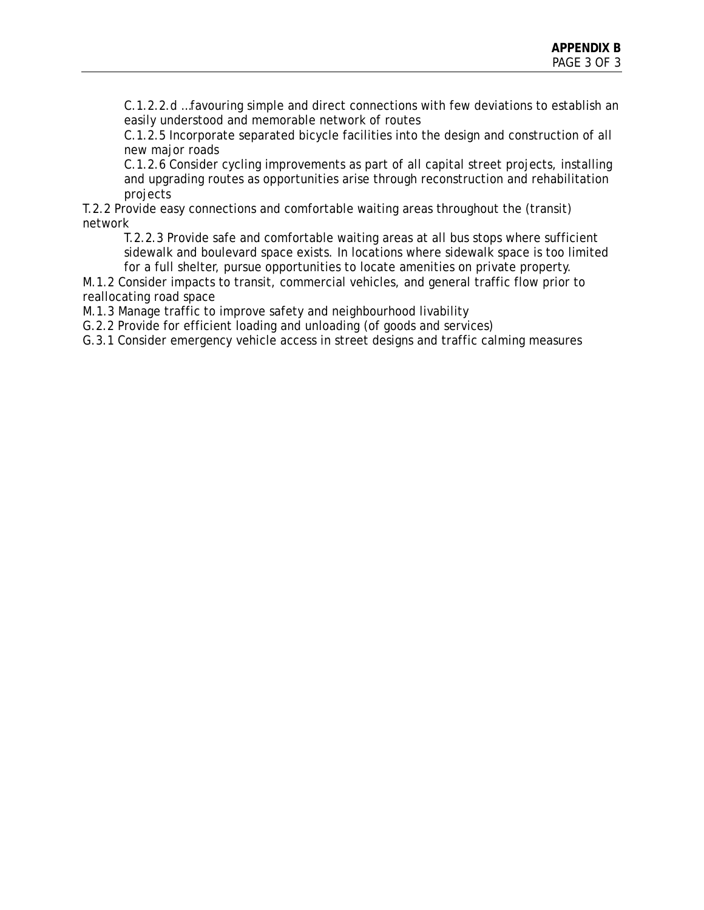C.1.2.2.d …favouring simple and direct connections with few deviations to establish an easily understood and memorable network of routes

C.1.2.5 Incorporate separated bicycle facilities into the design and construction of all new major roads

C.1.2.6 Consider cycling improvements as part of all capital street projects, installing and upgrading routes as opportunities arise through reconstruction and rehabilitation projects

T.2.2 Provide easy connections and comfortable waiting areas throughout the (transit) network

T.2.2.3 Provide safe and comfortable waiting areas at all bus stops where sufficient sidewalk and boulevard space exists. In locations where sidewalk space is too limited for a full shelter, pursue opportunities to locate amenities on private property.

M.1.2 Consider impacts to transit, commercial vehicles, and general traffic flow prior to reallocating road space

M.1.3 Manage traffic to improve safety and neighbourhood livability

G.2.2 Provide for efficient loading and unloading (of goods and services)

G.3.1 Consider emergency vehicle access in street designs and traffic calming measures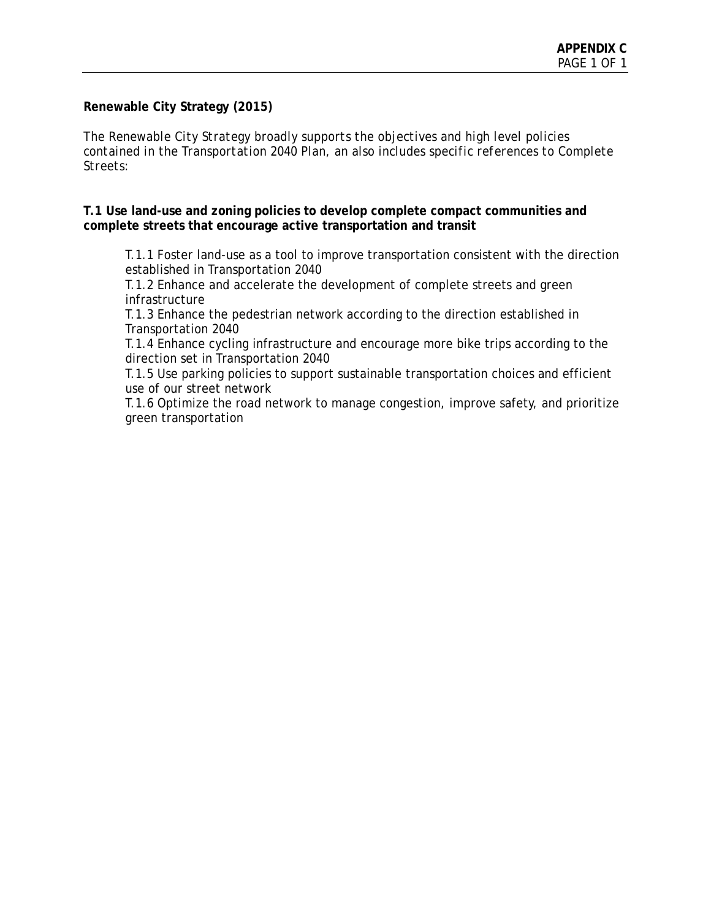**Renewable City Strategy (2015)**

The Renewable City Strategy broadly supports the objectives and high level policies contained in the Transportation 2040 Plan, an also includes specific references to Complete Streets:

**T.1 Use land-use and zoning policies to develop complete compact communities and complete streets that encourage active transportation and transit**

T.1.1 Foster land-use as a tool to improve transportation consistent with the direction established in Transportation 2040
T.1.2 Enhance and accelerate the development of complete streets and green infrastructure
T.1.3 Enhance the pedestrian network according to the direction established in Transportation 2040
T.1.4 Enhance cycling infrastructure and encourage more bike trips according to the direction set in Transportation 2040
T.1.5 Use parking policies to support sustainable transportation choices and efficient use of our street network
T.1.6 Optimize the road network to manage congestion, improve safety, and prioritize green transportation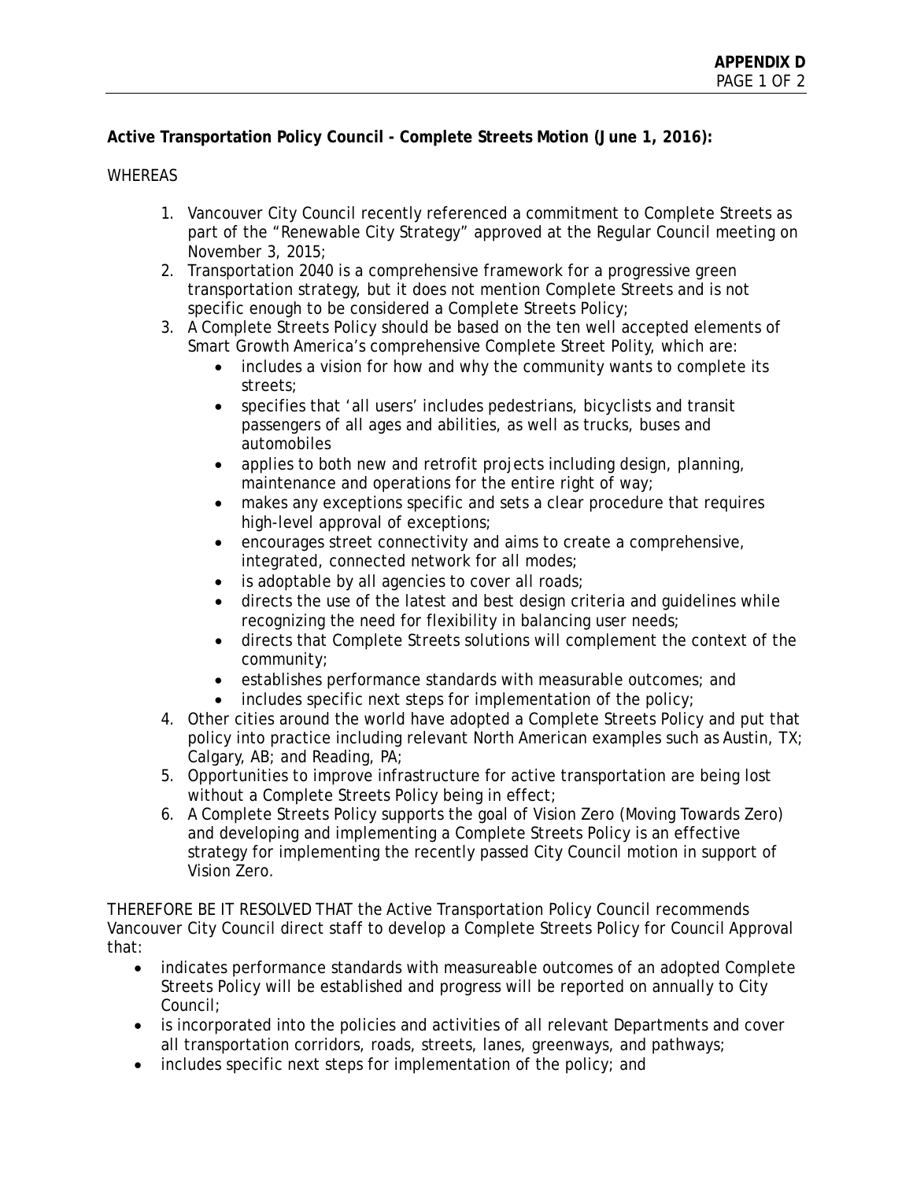**Active Transportation Policy Council - Complete Streets Motion (June 1, 2016):**

WHEREAS

1. Vancouver City Council recently referenced a commitment to Complete Streets as part of the "Renewable City Strategy" approved at the Regular Council meeting on November 3, 2015;
2. Transportation 2040 is a comprehensive framework for a progressive green transportation strategy, but it does not mention Complete Streets and is not specific enough to be considered a Complete Streets Policy;
3. A Complete Streets Policy should be based on the ten well accepted elements of Smart Growth America's comprehensive Complete Street Polity, which are:
    - includes a vision for how and why the community wants to complete its streets;
    - specifies that 'all users' includes pedestrians, bicyclists and transit passengers of all ages and abilities, as well as trucks, buses and automobiles
    - applies to both new and retrofit projects including design, planning, maintenance and operations for the entire right of way;
    - makes any exceptions specific and sets a clear procedure that requires high-level approval of exceptions;
    - encourages street connectivity and aims to create a comprehensive, integrated, connected network for all modes;
    - is adoptable by all agencies to cover all roads;
    - directs the use of the latest and best design criteria and guidelines while recognizing the need for flexibility in balancing user needs;
    - directs that Complete Streets solutions will complement the context of the community;
    - establishes performance standards with measurable outcomes; and
    - includes specific next steps for implementation of the policy;
4. Other cities around the world have adopted a Complete Streets Policy and put that policy into practice including relevant North American examples such as Austin, TX; Calgary, AB; and Reading, PA;
5. Opportunities to improve infrastructure for active transportation are being lost without a Complete Streets Policy being in effect;
6. A Complete Streets Policy supports the goal of Vision Zero (Moving Towards Zero) and developing and implementing a Complete Streets Policy is an effective strategy for implementing the recently passed City Council motion in support of Vision Zero.

THEREFORE BE IT RESOLVED THAT the Active Transportation Policy Council recommends Vancouver City Council direct staff to develop a Complete Streets Policy for Council Approval that:

- indicates performance standards with measureable outcomes of an adopted Complete Streets Policy will be established and progress will be reported on annually to City Council;
- is incorporated into the policies and activities of all relevant Departments and cover all transportation corridors, roads, streets, lanes, greenways, and pathways;
- includes specific next steps for implementation of the policy; and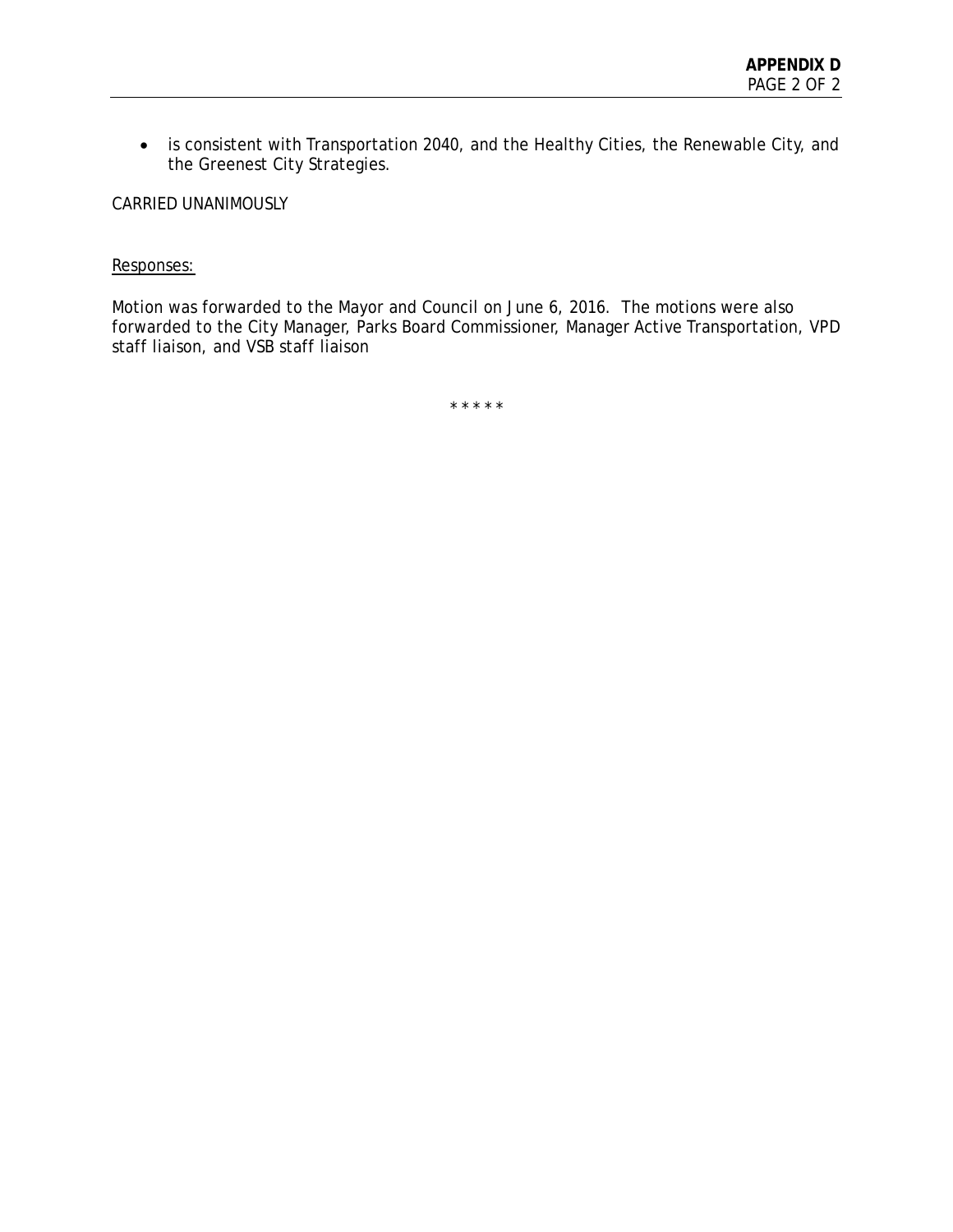- is consistent with Transportation 2040, and the Healthy Cities, the Renewable City, and the Greenest City Strategies.

CARRIED UNANIMOUSLY

<u>Responses:</u>

Motion was forwarded to the Mayor and Council on June 6, 2016. The motions were also forwarded to the City Manager, Parks Board Commissioner, Manager Active Transportation, VPD staff liaison, and VSB staff liaison

\* \* \* \* \*